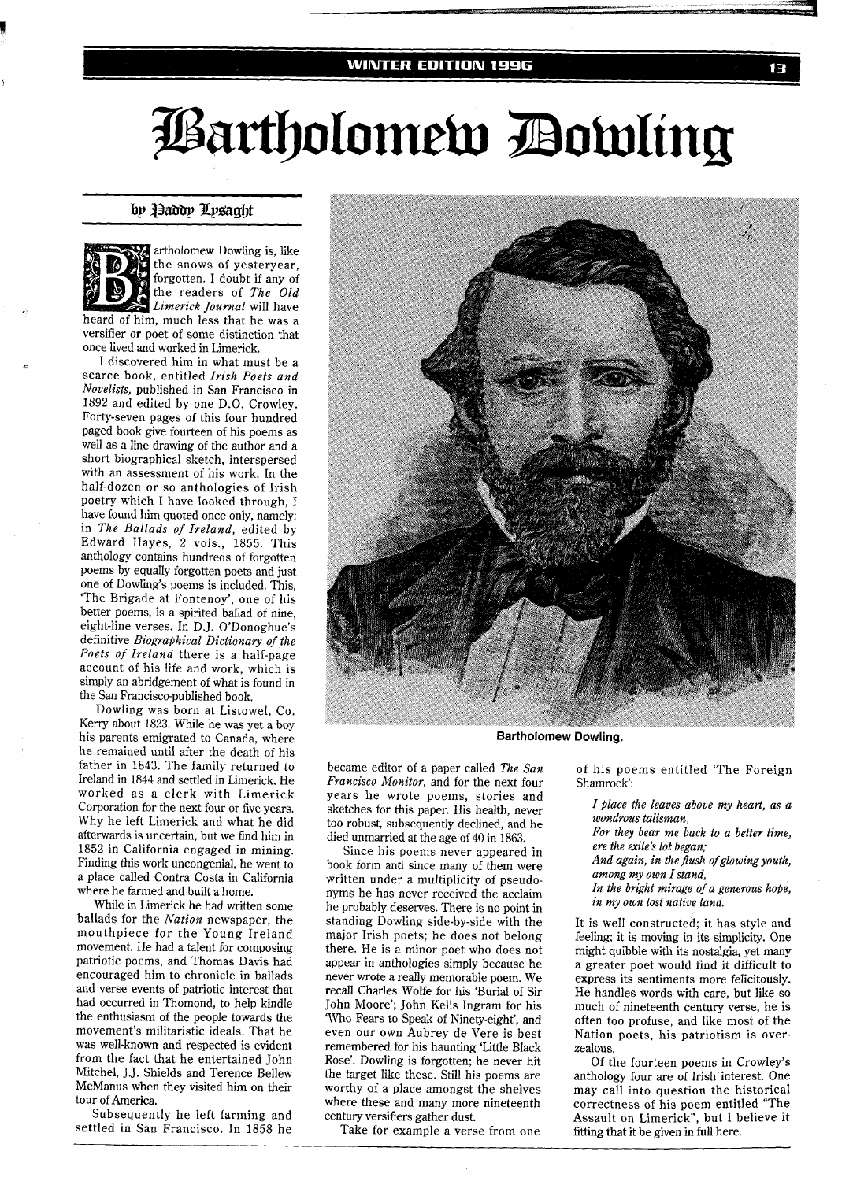# Bartholomew Dowling

by Paddy Lysaght

Bartholomew Dowling is, like the snows of yesteryear, forgotten. I doubt if any of the readers of *The Old Limerick Journal* will have heard of him, much less that he was a versifier or poet of some distinction that once lived and worked in Limerick.

I discovered him in what must be a scarce book, entitled *Irish Poets and Novelists,* published in San Francisco in 1892 and edited by one D.O. Crowley. Forty-seven pages of this four hundred paged book give fourteen of his poems as well as a line drawing of the author and a short biographical sketch, interspersed with an assessment of his work. In the half-dozen or so anthologies of Irish poetry which I have looked through, I have found him quoted once only, namely: in *The Ballads of Ireland,* edited by Edward Hayes, 2 vols., 1855. This anthology contains hundreds of forgotten poems by equally forgotten poets and just one of Dowling's poems is included. This, 'The Brigade at Fontenoy', one of his better poems, is a spirited ballad of nine, eight-line verses. In D.J. O'Donoghue's definitive *Biographical Dictionary of the Poets of Ireland* there is a half-page account of his life and work, which is simply an abridgement of what is found in the San Francisco-published book.

Dowling was born at Listowel, Co. Kerry about 1823. While he was yet a boy his parents emigrated to Canada, where he remained until after the death of his father in 1843. The family returned to Ireland in 1844 and settled in Limerick. He worked as a clerk with Limerick Corporation for the next four or five years. Why he left Limerick and what he did afterwards is uncertain, but we find him in 1852 in California engaged in mining. Finding this work uncongenial, he went to a place called Contra Costa in California where he farmed and built a home.

While in Limerick he had written some ballads for the *Nation* newspaper, the mouthpiece for the Young Ireland movement. He had a talent for composing patriotic poems, and Thomas Davis had encouraged him to chronicle in ballads and verse events of patriotic interest that had occurred in Thomond, to help kindle the enthusiasm of the people towards the movement's militaristic ideals. That he was well-known and respected is evident from the fact that he entertained John Mitchel, J.J. Shields and Terence Bellew McManus when they visited him on their tour of America.

Subsequently he left farming and settled in San Francisco. In 1858 he became editor of a paper called *The San Francisco Monitor,* and for the next four years he wrote poems, stories and sketches for this paper. His health, never too robust, subsequently declined, and he died unmarried at the age of 40 in 1863.

Bartholomew Dowling.

Since his poems never appeared in book form and since many of them were written under a multiplicity of pseudonyms he has never received the acclaim he probably deserves. There is no point in standing Dowling side-by-side with the major Irish poets; he does not belong there. He is a minor poet who does not appear in anthologies simply because he never wrote a really memorable poem. We recall Charles Wolfe for his 'Burial of Sir John Moore'; John Kells Ingram for his 'Who Fears to Speak of Ninety-eight', and even our own Aubrey de Vere is best remembered for his haunting 'Little Black Rose'. Dowling is forgotten; he never hit the target like these. Still his poems are worthy of a place amongst the shelves where these and many more nineteenth century versifiers gather dust.

Take for example a verse from one of his poems entitled 'The Foreign Shamrock':

> *I place the leaves above my heart, as a wondrous talisman,*
> *For they bear me back to a better time, ere the exile's lot began;*
> *And again, in the flush of glowing youth, among my own I stand,*
> *In the bright mirage of a generous hope, in my own lost native land.*

It is well constructed; it has style and feeling; it is moving in its simplicity. One might quibble with its nostalgia, yet many a greater poet would find it difficult to express its sentiments more felicitously. He handles words with care, but like so much of nineteenth century verse, he is often too profuse, and like most of the Nation poets, his patriotism is over-zealous.

Of the fourteen poems in Crowley's anthology four are of Irish interest. One may call into question the historical correctness of his poem entitled "The Assault on Limerick", but I believe it fitting that it be given in full here.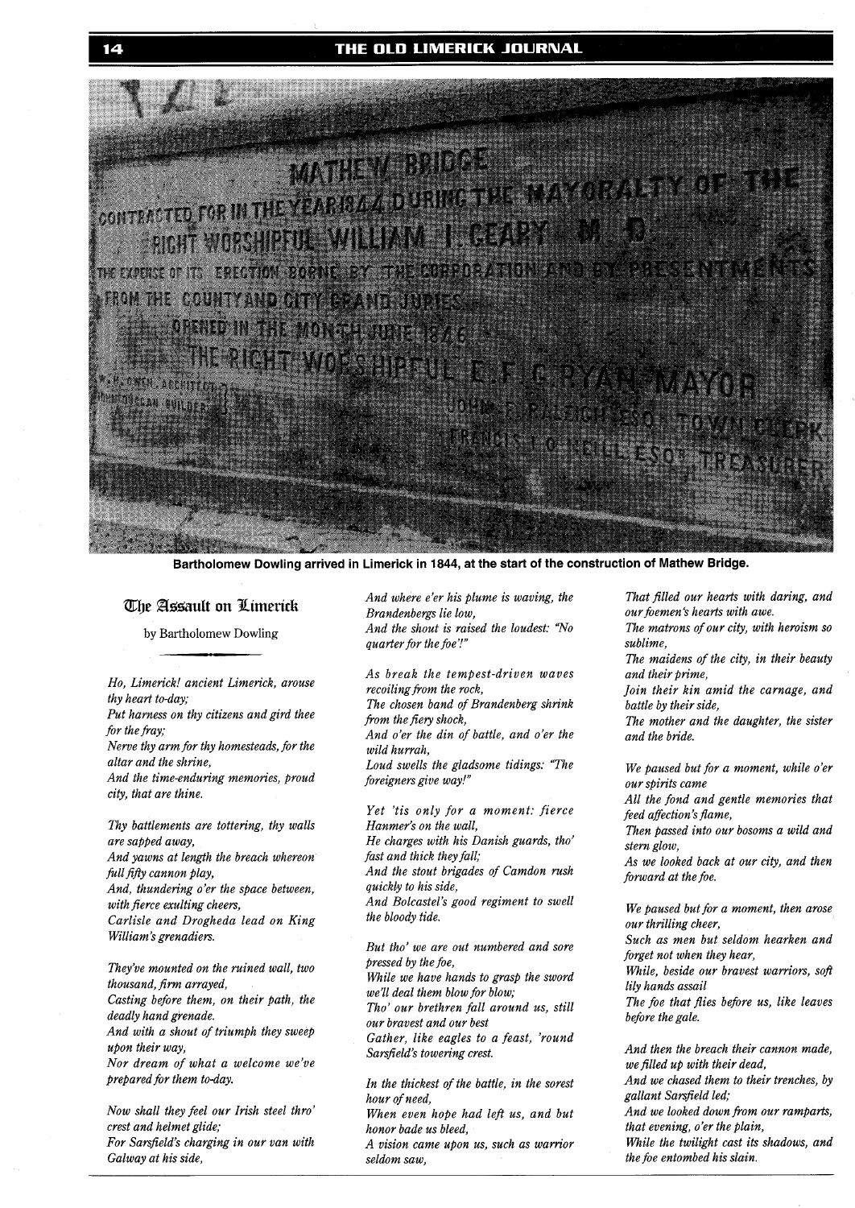Bartholomew Dowling arrived in Limerick in 1844, at the start of the construction of Mathew Bridge.

## The Assault on Limerick

by Bartholomew Dowling

*Ho, Limerick! ancient Limerick, arouse thy heart to-day;*
*Put harness on thy citizens and gird thee for the fray;*
*Nerve thy arm for thy homesteads, for the altar and the shrine,*
*And the time-enduring memories, proud city, that are thine.*

*Thy battlements are tottering, thy walls are sapped away,*
*And yawns at length the breach whereon full fifty cannon play,*
*And, thundering o'er the space between, with fierce exulting cheers,*
*Carlisle and Drogheda lead on King William's grenadiers.*

*They've mounted on the ruined wall, two thousand, firm arrayed,*
*Casting before them, on their path, the deadly hand grenade.*
*And with a shout of triumph they sweep upon their way,*
*Nor dream of what a welcome we've prepared for them to-day.*

*Now shall they feel our Irish steel thro' crest and helmet glide;*
*For Sarsfield's charging in our van with Galway at his side,*
*And where e'er his plume is waving, the Brandenbergs lie low,*
*And the shout is raised the loudest: "No quarter for the foe'!"*

*As break the tempest-driven waves recoiling from the rock,*
*The chosen band of Brandenberg shrink from the fiery shock,*
*And o'er the din of battle, and o'er the wild hurrah,*
*Loud swells the gladsome tidings: "The foreigners give way!"*

*Yet 'tis only for a moment: fierce Hanmer's on the wall,*
*He charges with his Danish guards, tho' fast and thick they fall;*
*And the stout brigades of Camdon rush quickly to his side,*
*And Bolcastel's good regiment to swell the bloody tide.*

*But tho' we are out numbered and sore pressed by the foe,*
*While we have hands to grasp the sword we'll deal them blow for blow;*
*Tho' our brethren fall around us, still our bravest and our best*
*Gather, like eagles to a feast, 'round Sarsfield's towering crest.*

*In the thickest of the battle, in the sorest hour of need,*
*When even hope had left us, and but honor bade us bleed,*
*A vision came upon us, such as warrior seldom saw,*
*That filled our hearts with daring, and our foemen's hearts with awe.*
*The matrons of our city, with heroism so sublime,*
*The maidens of the city, in their beauty and their prime,*
*Join their kin amid the carnage, and battle by their side,*
*The mother and the daughter, the sister and the bride.*

*We paused but for a moment, while o'er our spirits came*
*All the fond and gentle memories that feed affection's flame,*
*Then passed into our bosoms a wild and stern glow,*
*As we looked back at our city, and then forward at the foe.*

*We paused but for a moment, then arose our thrilling cheer,*
*Such as men but seldom hearken and forget not when they hear,*
*While, beside our bravest warriors, soft lily hands assail*
*The foe that flies before us, like leaves before the gale.*

*And then the breach their cannon made, we filled up with their dead,*
*And we chased them to their trenches, by gallant Sarsfield led;*
*And we looked down from our ramparts, that evening, o'er the plain,*
*While the twilight cast its shadows, and the foe entombed his slain.*